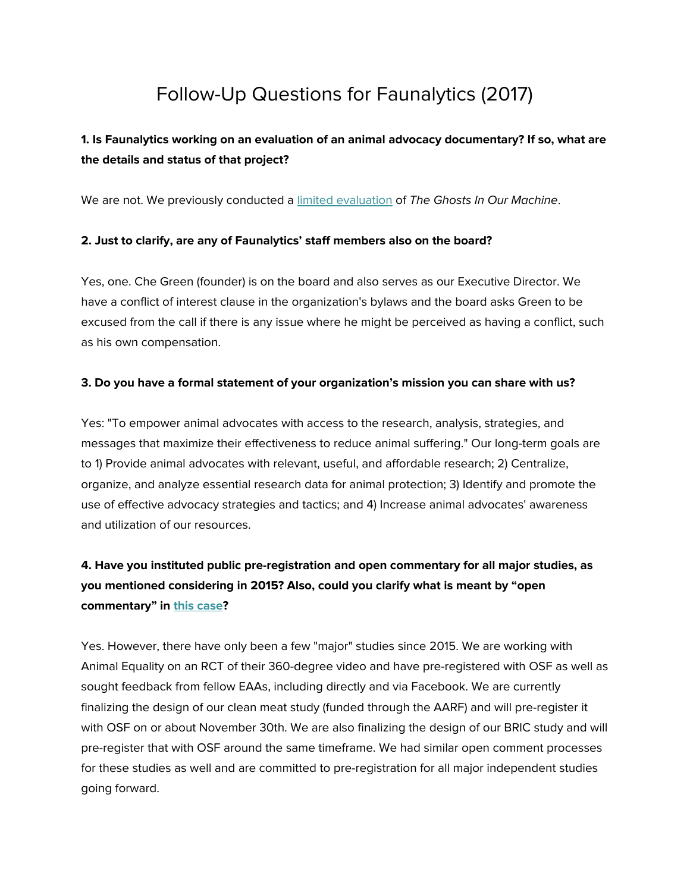# Follow-Up Questions for Faunalytics (2017)

**1. Is Faunalytics working on an evaluation of an animal advocacy documentary? If so, what are the details and status of that project?**

We are not. We previously conducted a limited evaluation of *The Ghosts In Our Machine*.

**2. Just to clarify, are any of Faunalytics' staff members also on the board?**

Yes, one. Che Green (founder) is on the board and also serves as our Executive Director. We have a conflict of interest clause in the organization's bylaws and the board asks Green to be excused from the call if there is any issue where he might be perceived as having a conflict, such as his own compensation.

**3. Do you have a formal statement of your organization's mission you can share with us?**

Yes: "To empower animal advocates with access to the research, analysis, strategies, and messages that maximize their effectiveness to reduce animal suffering." Our long-term goals are to 1) Provide animal advocates with relevant, useful, and affordable research; 2) Centralize, organize, and analyze essential research data for animal protection; 3) Identify and promote the use of effective advocacy strategies and tactics; and 4) Increase animal advocates' awareness and utilization of our resources.

**4. Have you instituted public pre-registration and open commentary for all major studies, as you mentioned considering in 2015? Also, could you clarify what is meant by "open commentary" in this case?**

Yes. However, there have only been a few "major" studies since 2015. We are working with Animal Equality on an RCT of their 360-degree video and have pre-registered with OSF as well as sought feedback from fellow EAAs, including directly and via Facebook. We are currently finalizing the design of our clean meat study (funded through the AARF) and will pre-register it with OSF on or about November 30th. We are also finalizing the design of our BRIC study and will pre-register that with OSF around the same timeframe. We had similar open comment processes for these studies as well and are committed to pre-registration for all major independent studies going forward.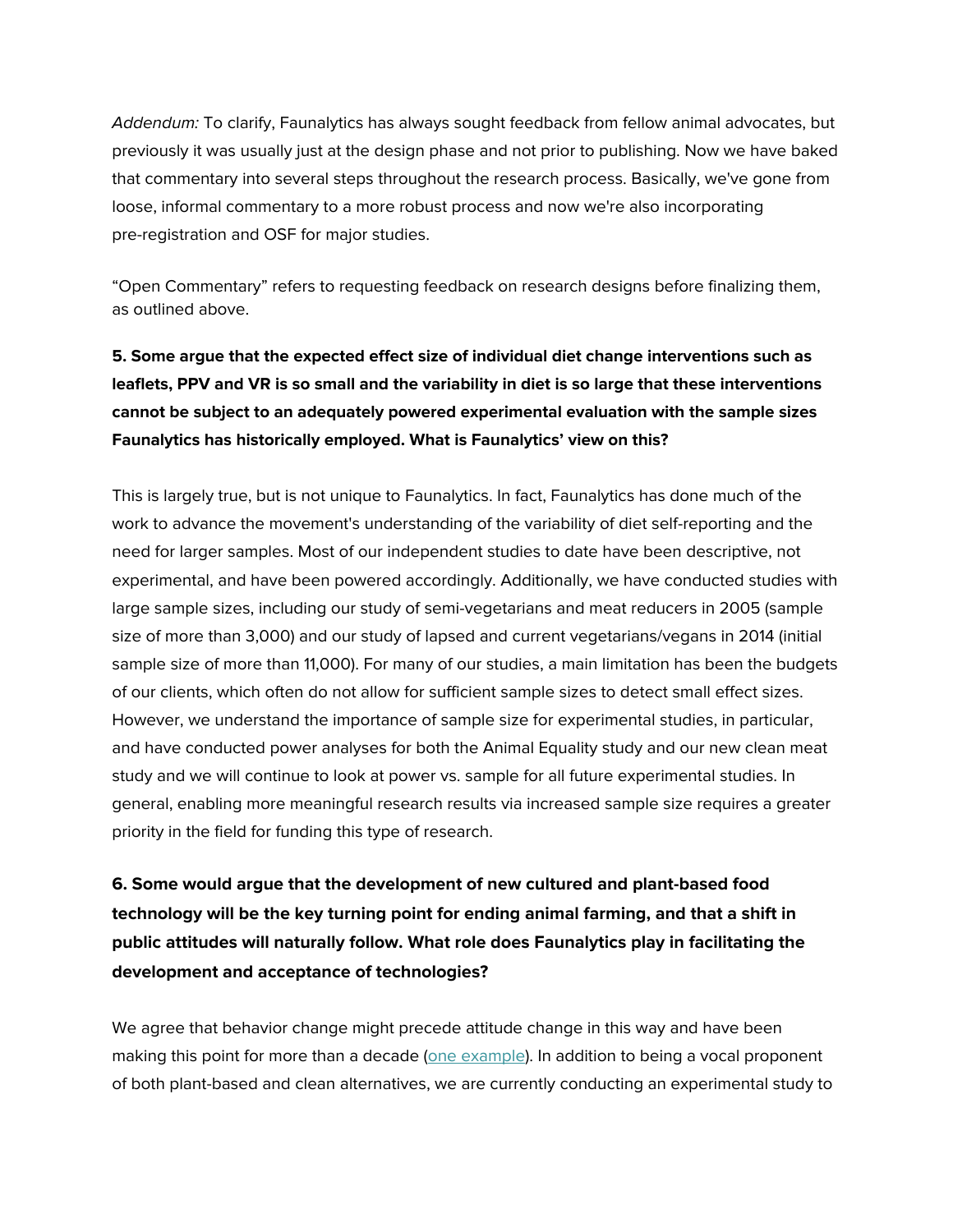*Addendum:* To clarify, Faunalytics has always sought feedback from fellow animal advocates, but previously it was usually just at the design phase and not prior to publishing. Now we have baked that commentary into several steps throughout the research process. Basically, we've gone from loose, informal commentary to a more robust process and now we're also incorporating pre-registration and OSF for major studies.

"Open Commentary" refers to requesting feedback on research designs before finalizing them, as outlined above.

**5. Some argue that the expected effect size of individual diet change interventions such as leaflets, PPV and VR is so small and the variability in diet is so large that these interventions cannot be subject to an adequately powered experimental evaluation with the sample sizes Faunalytics has historically employed. What is Faunalytics' view on this?**

This is largely true, but is not unique to Faunalytics. In fact, Faunalytics has done much of the work to advance the movement's understanding of the variability of diet self-reporting and the need for larger samples. Most of our independent studies to date have been descriptive, not experimental, and have been powered accordingly. Additionally, we have conducted studies with large sample sizes, including our study of semi-vegetarians and meat reducers in 2005 (sample size of more than 3,000) and our study of lapsed and current vegetarians/vegans in 2014 (initial sample size of more than 11,000). For many of our studies, a main limitation has been the budgets of our clients, which often do not allow for sufficient sample sizes to detect small effect sizes. However, we understand the importance of sample size for experimental studies, in particular, and have conducted power analyses for both the Animal Equality study and our new clean meat study and we will continue to look at power vs. sample for all future experimental studies. In general, enabling more meaningful research results via increased sample size requires a greater priority in the field for funding this type of research.

**6. Some would argue that the development of new cultured and plant-based food technology will be the key turning point for ending animal farming, and that a shift in public attitudes will naturally follow. What role does Faunalytics play in facilitating the development and acceptance of technologies?**

We agree that behavior change might precede attitude change in this way and have been making this point for more than a decade (one example). In addition to being a vocal proponent of both plant-based and clean alternatives, we are currently conducting an experimental study to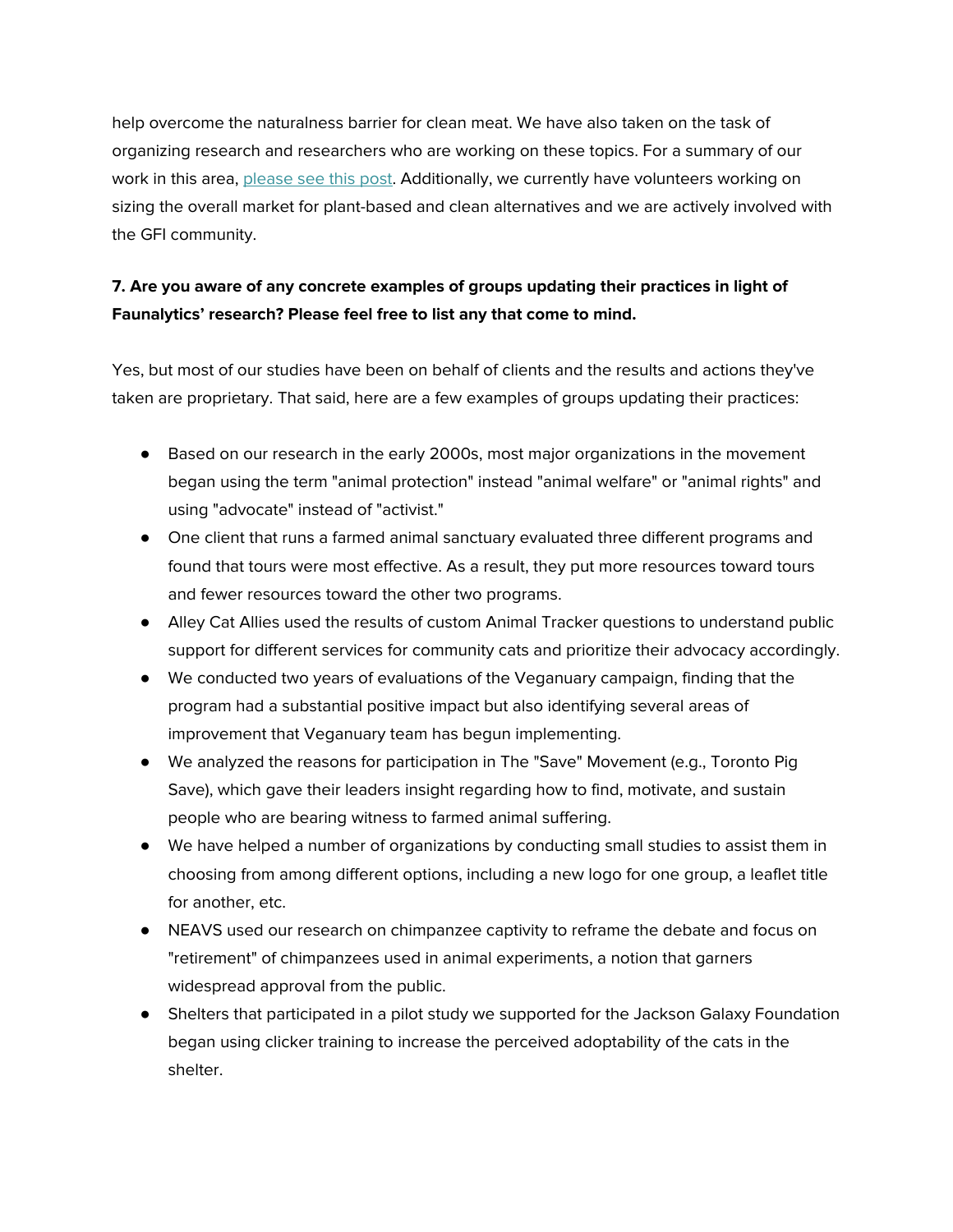help overcome the naturalness barrier for clean meat. We have also taken on the task of organizing research and researchers who are working on these topics. For a summary of our work in this area, [please see this post](). Additionally, we currently have volunteers working on sizing the overall market for plant-based and clean alternatives and we are actively involved with the GFI community.

**7. Are you aware of any concrete examples of groups updating their practices in light of Faunalytics' research? Please feel free to list any that come to mind.**

Yes, but most of our studies have been on behalf of clients and the results and actions they've taken are proprietary. That said, here are a few examples of groups updating their practices:

- Based on our research in the early 2000s, most major organizations in the movement began using the term "animal protection" instead "animal welfare" or "animal rights" and using "advocate" instead of "activist."
- One client that runs a farmed animal sanctuary evaluated three different programs and found that tours were most effective. As a result, they put more resources toward tours and fewer resources toward the other two programs.
- Alley Cat Allies used the results of custom Animal Tracker questions to understand public support for different services for community cats and prioritize their advocacy accordingly.
- We conducted two years of evaluations of the Veganuary campaign, finding that the program had a substantial positive impact but also identifying several areas of improvement that Veganuary team has begun implementing.
- We analyzed the reasons for participation in The "Save" Movement (e.g., Toronto Pig Save), which gave their leaders insight regarding how to find, motivate, and sustain people who are bearing witness to farmed animal suffering.
- We have helped a number of organizations by conducting small studies to assist them in choosing from among different options, including a new logo for one group, a leaflet title for another, etc.
- NEAVS used our research on chimpanzee captivity to reframe the debate and focus on "retirement" of chimpanzees used in animal experiments, a notion that garners widespread approval from the public.
- Shelters that participated in a pilot study we supported for the Jackson Galaxy Foundation began using clicker training to increase the perceived adoptability of the cats in the shelter.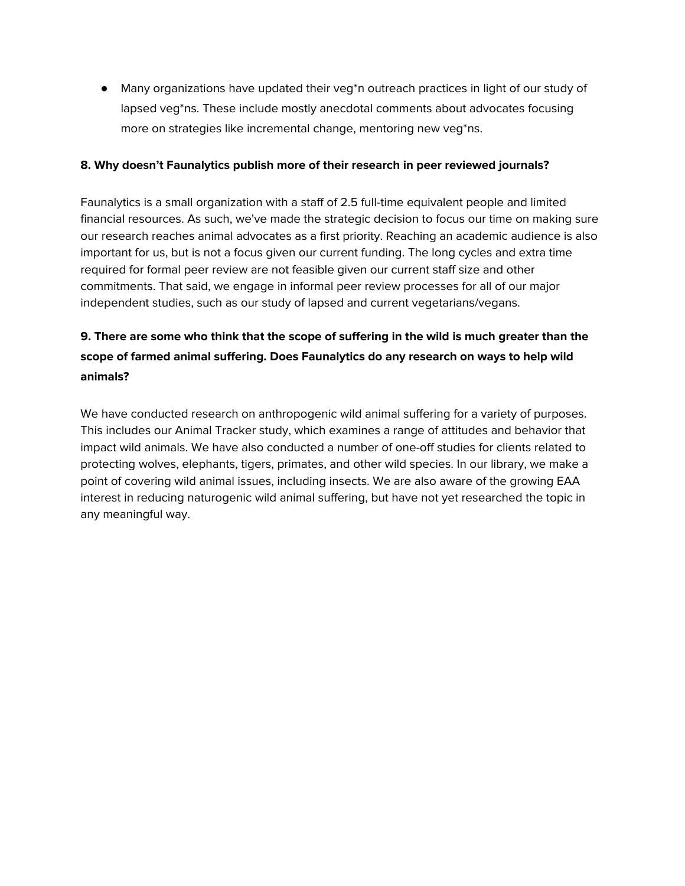- Many organizations have updated their veg*n outreach practices in light of our study of lapsed veg*ns. These include mostly anecdotal comments about advocates focusing more on strategies like incremental change, mentoring new veg*ns.

**8. Why doesn't Faunalytics publish more of their research in peer reviewed journals?**

Faunalytics is a small organization with a staff of 2.5 full-time equivalent people and limited financial resources. As such, we've made the strategic decision to focus our time on making sure our research reaches animal advocates as a first priority. Reaching an academic audience is also important for us, but is not a focus given our current funding. The long cycles and extra time required for formal peer review are not feasible given our current staff size and other commitments. That said, we engage in informal peer review processes for all of our major independent studies, such as our study of lapsed and current vegetarians/vegans.

**9. There are some who think that the scope of suffering in the wild is much greater than the scope of farmed animal suffering. Does Faunalytics do any research on ways to help wild animals?**

We have conducted research on anthropogenic wild animal suffering for a variety of purposes. This includes our Animal Tracker study, which examines a range of attitudes and behavior that impact wild animals. We have also conducted a number of one-off studies for clients related to protecting wolves, elephants, tigers, primates, and other wild species. In our library, we make a point of covering wild animal issues, including insects. We are also aware of the growing EAA interest in reducing naturogenic wild animal suffering, but have not yet researched the topic in any meaningful way.